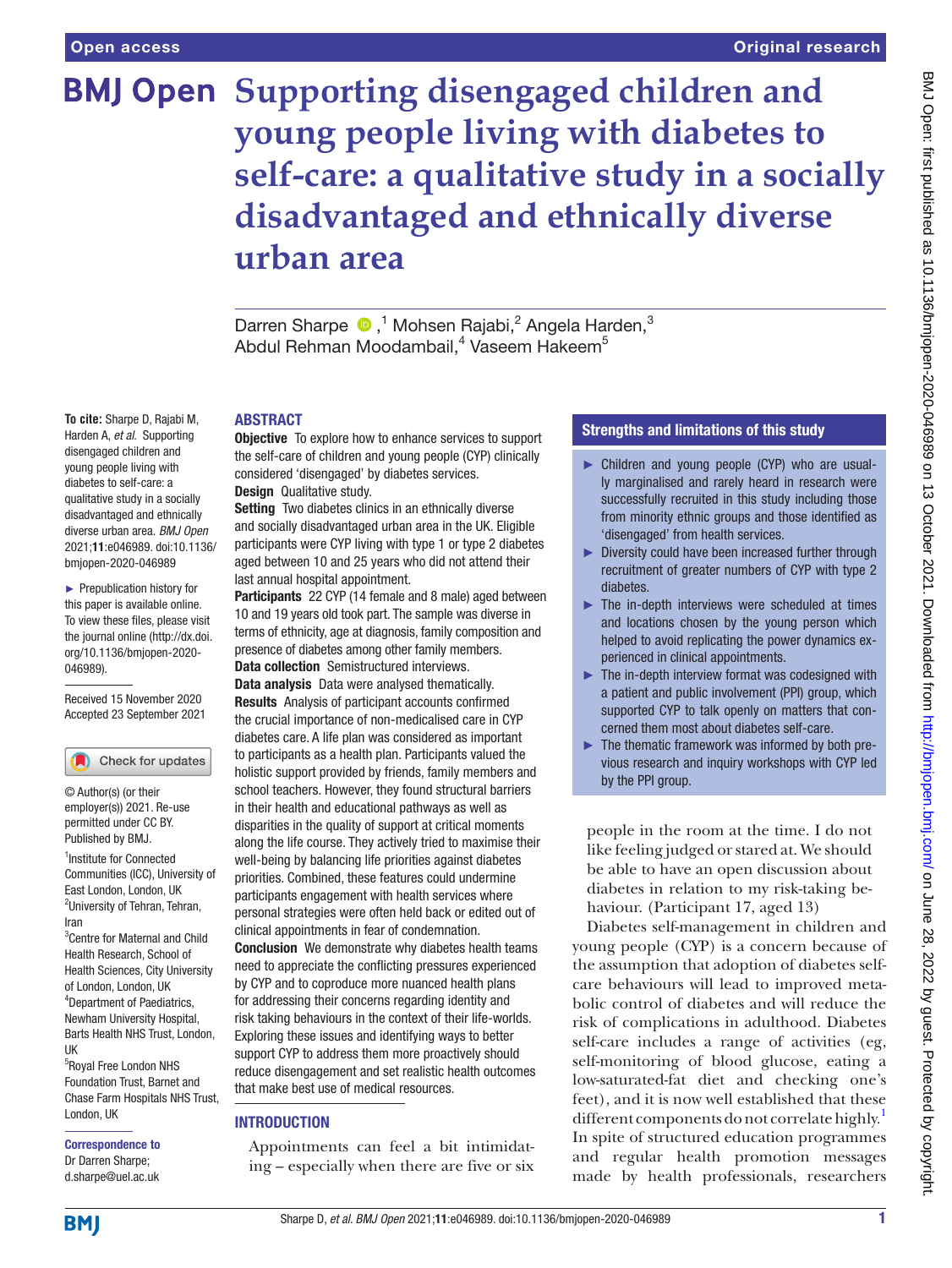# Supporting disengaged children and young people living with diabetes to self-care: a qualitative study in a socially disadvantaged and ethnically diverse urban area

Darren Sharpe ,[1] Mohsen Rajabi,[2] Angela Harden,[3] Abdul Rehman Moodambail,[4] Vaseem Hakeem[5]

**To cite:** Sharpe D, Rajabi M, Harden A, *et al*. Supporting disengaged children and young people living with diabetes to self-care: a qualitative study in a socially disadvantaged and ethnically diverse urban area. *BMJ Open* 2021;**11**:e046989. doi:10.1136/bmjopen-2020-046989

► Prepublication history for this paper is available online. To view these files, please visit the journal online (http://dx.doi.org/10.1136/bmjopen-2020-046989).

Received 15 November 2020
Accepted 23 September 2021

© Author(s) (or their employer(s)) 2021. Re-use permitted under CC BY. Published by BMJ.

[1]Institute for Connected Communities (ICC), University of East London, London, UK
[2]University of Tehran, Tehran, Iran
[3]Centre for Maternal and Child Health Research, School of Health Sciences, City University of London, London, UK
[4]Department of Paediatrics, Newham University Hospital, Barts Health NHS Trust, London, UK
[5]Royal Free London NHS Foundation Trust, Barnet and Chase Farm Hospitals NHS Trust, London, UK

**Correspondence to**
Dr Darren Sharpe;
d.sharpe@uel.ac.uk

## ABSTRACT

**Objective** To explore how to enhance services to support the self-care of children and young people (CYP) clinically considered 'disengaged' by diabetes services.

**Design** Qualitative study.

**Setting** Two diabetes clinics in an ethnically diverse and socially disadvantaged urban area in the UK. Eligible participants were CYP living with type 1 or type 2 diabetes aged between 10 and 25 years who did not attend their last annual hospital appointment.

**Participants** 22 CYP (14 female and 8 male) aged between 10 and 19 years old took part. The sample was diverse in terms of ethnicity, age at diagnosis, family composition and presence of diabetes among other family members.

**Data collection** Semistructured interviews.

**Data analysis** Data were analysed thematically.

**Results** Analysis of participant accounts confirmed the crucial importance of non-medicalised care in CYP diabetes care. A life plan was considered as important to participants as a health plan. Participants valued the holistic support provided by friends, family members and school teachers. However, they found structural barriers in their health and educational pathways as well as disparities in the quality of support at critical moments along the life course. They actively tried to maximise their well-being by balancing life priorities against diabetes priorities. Combined, these features could undermine participants engagement with health services where personal strategies were often held back or edited out of clinical appointments in fear of condemnation.

**Conclusion** We demonstrate why diabetes health teams need to appreciate the conflicting pressures experienced by CYP and to coproduce more nuanced health plans for addressing their concerns regarding identity and risk taking behaviours in the context of their life-worlds. Exploring these issues and identifying ways to better support CYP to address them more proactively should reduce disengagement and set realistic health outcomes that make best use of medical resources.

## Strengths and limitations of this study

- ► Children and young people (CYP) who are usually marginalised and rarely heard in research were successfully recruited in this study including those from minority ethnic groups and those identified as 'disengaged' from health services.
- ► Diversity could have been increased further through recruitment of greater numbers of CYP with type 2 diabetes.
- ► The in-depth interviews were scheduled at times and locations chosen by the young person which helped to avoid replicating the power dynamics experienced in clinical appointments.
- ► The in-depth interview format was codesigned with a patient and public involvement (PPI) group, which supported CYP to talk openly on matters that concerned them most about diabetes self-care.
- ► The thematic framework was informed by both previous research and inquiry workshops with CYP led by the PPI group.

## INTRODUCTION

> Appointments can feel a bit intimidating – especially when there are five or six people in the room at the time. I do not like feeling judged or stared at. We should be able to have an open discussion about diabetes in relation to my risk-taking behaviour. (Participant 17, aged 13)

Diabetes self-management in children and young people (CYP) is a concern because of the assumption that adoption of diabetes self-care behaviours will lead to improved metabolic control of diabetes and will reduce the risk of complications in adulthood. Diabetes self-care includes a range of activities (eg, self-monitoring of blood glucose, eating a low-saturated-fat diet and checking one's feet), and it is now well established that these different components do not correlate highly.[1] In spite of structured education programmes and regular health promotion messages made by health professionals, researchers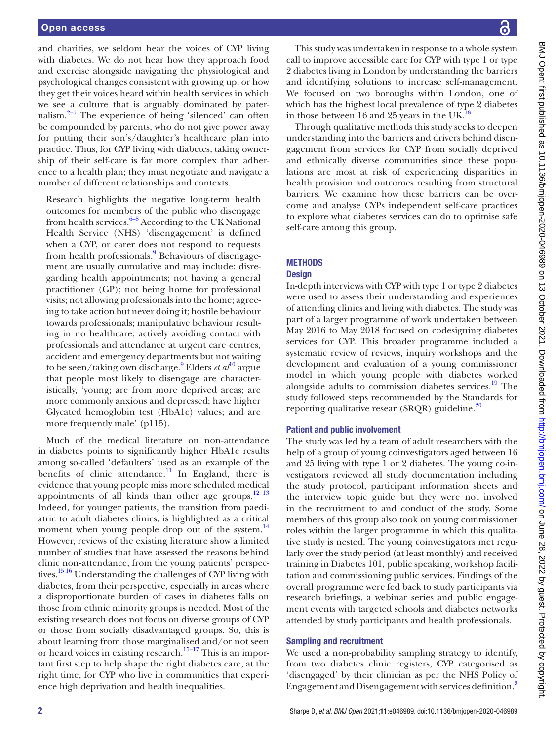and charities, we seldom hear the voices of CYP living with diabetes. We do not hear how they approach food and exercise alongside navigating the physiological and psychological changes consistent with growing up, or how they get their voices heard within health services in which we see a culture that is arguably dominated by paternalism.[2–5] The experience of being 'silenced' can often be compounded by parents, who do not give power away for putting their son's/daughter's healthcare plan into practice. Thus, for CYP living with diabetes, taking ownership of their self-care is far more complex than adherence to a health plan; they must negotiate and navigate a number of different relationships and contexts.

Research highlights the negative long-term health outcomes for members of the public who disengage from health services.[6–8] According to the UK National Health Service (NHS) 'disengagement' is defined when a CYP, or carer does not respond to requests from health professionals.[9] Behaviours of disengagement are usually cumulative and may include: disregarding health appointments; not having a general practitioner (GP); not being home for professional visits; not allowing professionals into the home; agreeing to take action but never doing it; hostile behaviour towards professionals; manipulative behaviour resulting in no healthcare; actively avoiding contact with professionals and attendance at urgent care centres, accident and emergency departments but not waiting to be seen/taking own discharge.[9] Elders *et al*[10] argue that people most likely to disengage are characteristically, 'young; are from more deprived areas; are more commonly anxious and depressed; have higher Glycated hemoglobin test (HbA1c) values; and are more frequently male' (p115).

Much of the medical literature on non-attendance in diabetes points to significantly higher HbA1c results among so-called 'defaulters' used as an example of the benefits of clinic attendance.[11] In England, there is evidence that young people miss more scheduled medical appointments of all kinds than other age groups.[12 13] Indeed, for younger patients, the transition from paediatric to adult diabetes clinics, is highlighted as a critical moment when young people drop out of the system.[14] However, reviews of the existing literature show a limited number of studies that have assessed the reasons behind clinic non-attendance, from the young patients' perspectives.[15 16] Understanding the challenges of CYP living with diabetes, from their perspective, especially in areas where a disproportionate burden of cases in diabetes falls on those from ethnic minority groups is needed. Most of the existing research does not focus on diverse groups of CYP or those from socially disadvantaged groups. So, this is about learning from those marginalised and/or not seen or heard voices in existing research.[15–17] This is an important first step to help shape the right diabetes care, at the right time, for CYP who live in communities that experience high deprivation and health inequalities.

This study was undertaken in response to a whole system call to improve accessible care for CYP with type 1 or type 2 diabetes living in London by understanding the barriers and identifying solutions to increase self-management. We focused on two boroughs within London, one of which has the highest local prevalence of type 2 diabetes in those between 16 and 25 years in the UK.[18]

Through qualitative methods this study seeks to deepen understanding into the barriers and drivers behind disengagement from services for CYP from socially deprived and ethnically diverse communities since these populations are most at risk of experiencing disparities in health provision and outcomes resulting from structural barriers. We examine how these barriers can be overcome and analyse CYPs independent self-care practices to explore what diabetes services can do to optimise safe self-care among this group.

## METHODS

### Design

In-depth interviews with CYP with type 1 or type 2 diabetes were used to assess their understanding and experiences of attending clinics and living with diabetes. The study was part of a larger programme of work undertaken between May 2016 to May 2018 focused on codesigning diabetes services for CYP. This broader programme included a systematic review of reviews, inquiry workshops and the development and evaluation of a young commissioner model in which young people with diabetes worked alongside adults to commission diabetes services.[19] The study followed steps recommended by the Standards for reporting qualitative resear (SRQR) guideline.[20]

### Patient and public involvement

The study was led by a team of adult researchers with the help of a group of young coinvestigators aged between 16 and 25 living with type 1 or 2 diabetes. The young co-investigators reviewed all study documentation including the study protocol, participant information sheets and the interview topic guide but they were not involved in the recruitment to and conduct of the study. Some members of this group also took on young commissioner roles within the larger programme in which this qualitative study is nested. The young coinvestigators met regularly over the study period (at least monthly) and received training in Diabetes 101, public speaking, workshop facilitation and commissioning public services. Findings of the overall programme were fed back to study participants via research briefings, a webinar series and public engagement events with targeted schools and diabetes networks attended by study participants and health professionals.

### Sampling and recruitment

We used a non-probability sampling strategy to identify, from two diabetes clinic registers, CYP categorised as 'disengaged' by their clinician as per the NHS Policy of Engagement and Disengagement with services definition.[9]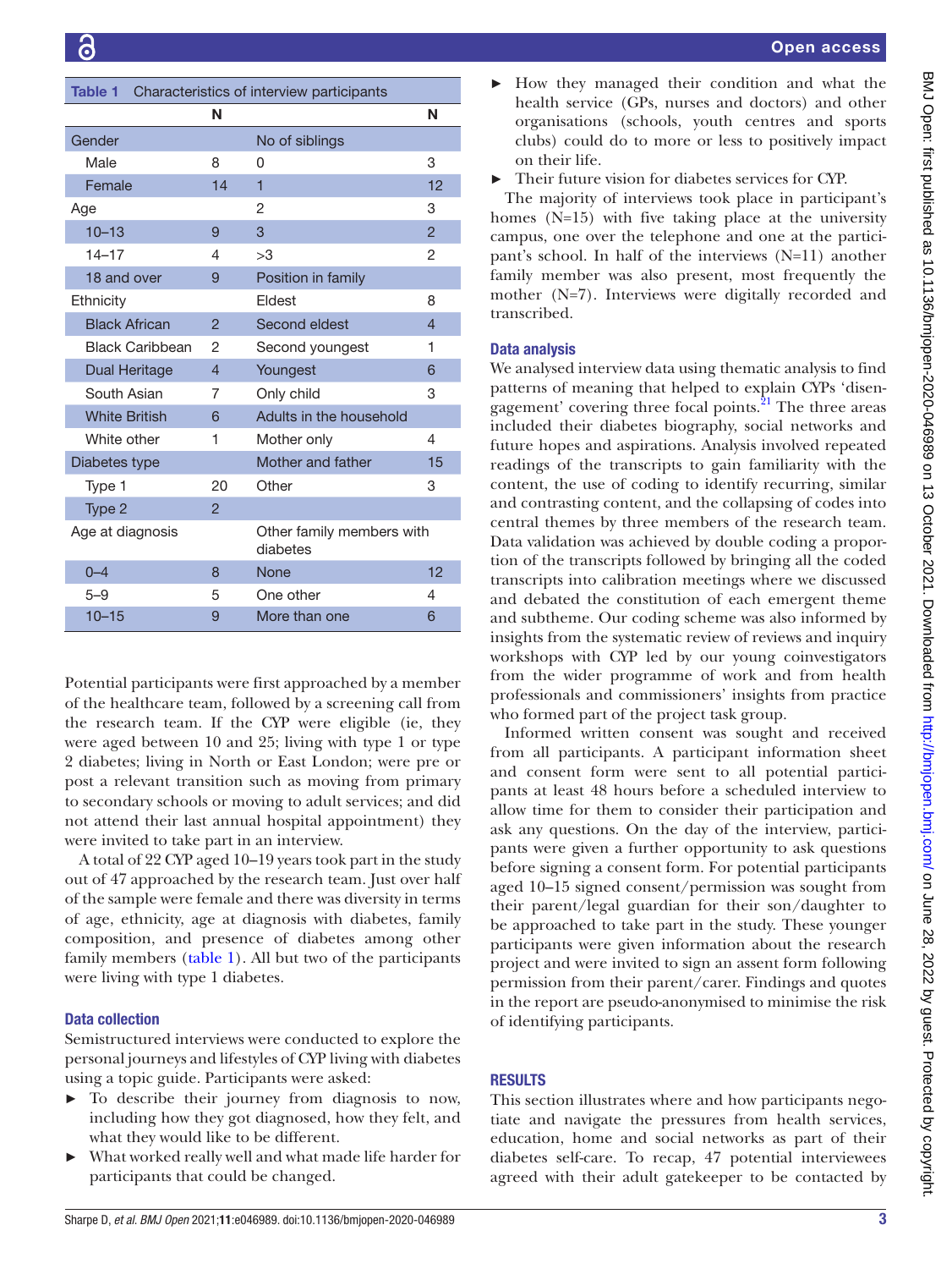| Table 1 Characteristics of interview participants | | | |
|---|---|---|---|
| | N | | N |
| Gender | | No of siblings | |
| Male | 8 | 0 | 3 |
| Female | 14 | 1 | 12 |
| Age | | 2 | 3 |
| 10–13 | 9 | 3 | 2 |
| 14–17 | 4 | >3 | 2 |
| 18 and over | 9 | Position in family | |
| Ethnicity | | Eldest | 8 |
| Black African | 2 | Second eldest | 4 |
| Black Caribbean | 2 | Second youngest | 1 |
| Dual Heritage | 4 | Youngest | 6 |
| South Asian | 7 | Only child | 3 |
| White British | 6 | Adults in the household | |
| White other | 1 | Mother only | 4 |
| Diabetes type | | Mother and father | 15 |
| Type 1 | 20 | Other | 3 |
| Type 2 | 2 | | |
| Age at diagnosis | | Other family members with diabetes | |
| 0–4 | 8 | None | 12 |
| 5–9 | 5 | One other | 4 |
| 10–15 | 9 | More than one | 6 |

Potential participants were first approached by a member of the healthcare team, followed by a screening call from the research team. If the CYP were eligible (ie, they were aged between 10 and 25; living with type 1 or type 2 diabetes; living in North or East London; were pre or post a relevant transition such as moving from primary to secondary schools or moving to adult services; and did not attend their last annual hospital appointment) they were invited to take part in an interview.

A total of 22 CYP aged 10–19 years took part in the study out of 47 approached by the research team. Just over half of the sample were female and there was diversity in terms of age, ethnicity, age at diagnosis with diabetes, family composition, and presence of diabetes among other family members (table 1). All but two of the participants were living with type 1 diabetes.

### Data collection

Semistructured interviews were conducted to explore the personal journeys and lifestyles of CYP living with diabetes using a topic guide. Participants were asked:

- To describe their journey from diagnosis to now, including how they got diagnosed, how they felt, and what they would like to be different.
- What worked really well and what made life harder for participants that could be changed.
- How they managed their condition and what the health service (GPs, nurses and doctors) and other organisations (schools, youth centres and sports clubs) could do to more or less to positively impact on their life.
- Their future vision for diabetes services for CYP.

The majority of interviews took place in participant's homes (N=15) with five taking place at the university campus, one over the telephone and one at the participant's school. In half of the interviews (N=11) another family member was also present, most frequently the mother (N=7). Interviews were digitally recorded and transcribed.

### Data analysis

We analysed interview data using thematic analysis to find patterns of meaning that helped to explain CYPs 'disengagement' covering three focal points.[21] The three areas included their diabetes biography, social networks and future hopes and aspirations. Analysis involved repeated readings of the transcripts to gain familiarity with the content, the use of coding to identify recurring, similar and contrasting content, and the collapsing of codes into central themes by three members of the research team. Data validation was achieved by double coding a proportion of the transcripts followed by bringing all the coded transcripts into calibration meetings where we discussed and debated the constitution of each emergent theme and subtheme. Our coding scheme was also informed by insights from the systematic review of reviews and inquiry workshops with CYP led by our young coinvestigators from the wider programme of work and from health professionals and commissioners' insights from practice who formed part of the project task group.

Informed written consent was sought and received from all participants. A participant information sheet and consent form were sent to all potential participants at least 48 hours before a scheduled interview to allow time for them to consider their participation and ask any questions. On the day of the interview, participants were given a further opportunity to ask questions before signing a consent form. For potential participants aged 10–15 signed consent/permission was sought from their parent/legal guardian for their son/daughter to be approached to take part in the study. These younger participants were given information about the research project and were invited to sign an assent form following permission from their parent/carer. Findings and quotes in the report are pseudo-anonymised to minimise the risk of identifying participants.

## RESULTS

This section illustrates where and how participants negotiate and navigate the pressures from health services, education, home and social networks as part of their diabetes self-care. To recap, 47 potential interviewees agreed with their adult gatekeeper to be contacted by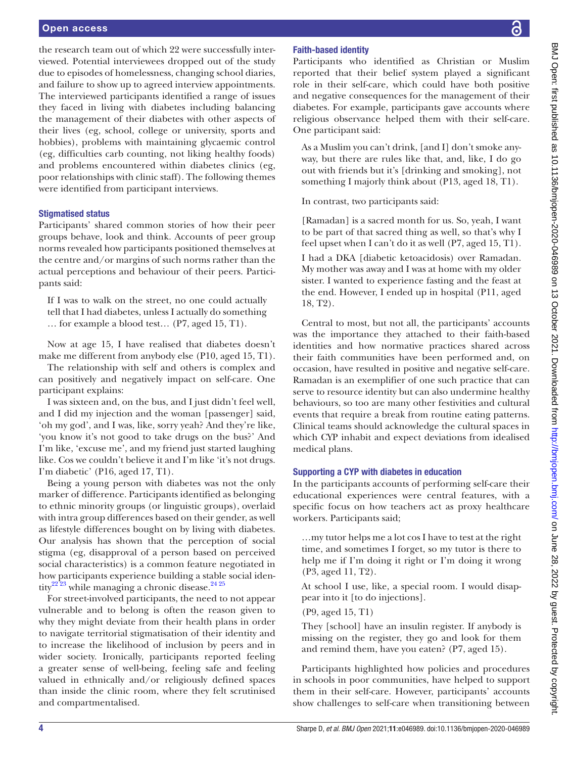the research team out of which 22 were successfully interviewed. Potential interviewees dropped out of the study due to episodes of homelessness, changing school diaries, and failure to show up to agreed interview appointments. The interviewed participants identified a range of issues they faced in living with diabetes including balancing the management of their diabetes with other aspects of their lives (eg, school, college or university, sports and hobbies), problems with maintaining glycaemic control (eg, difficulties carb counting, not liking healthy foods) and problems encountered within diabetes clinics (eg, poor relationships with clinic staff). The following themes were identified from participant interviews.

### Stigmatised status

Participants' shared common stories of how their peer groups behave, look and think. Accounts of peer group norms revealed how participants positioned themselves at the centre and/or margins of such norms rather than the actual perceptions and behaviour of their peers. Participants said:

> If I was to walk on the street, no one could actually tell that I had diabetes, unless I actually do something … for example a blood test… (P7, aged 15, T1).

Now at age 15, I have realised that diabetes doesn't make me different from anybody else (P10, aged 15, T1).

The relationship with self and others is complex and can positively and negatively impact on self-care. One participant explains:

I was sixteen and, on the bus, and I just didn't feel well, and I did my injection and the woman [passenger] said, 'oh my god', and I was, like, sorry yeah? And they're like, 'you know it's not good to take drugs on the bus?' And I'm like, 'excuse me', and my friend just started laughing like. Cos we couldn't believe it and I'm like 'it's not drugs. I'm diabetic' (P16, aged 17, T1).

Being a young person with diabetes was not the only marker of difference. Participants identified as belonging to ethnic minority groups (or linguistic groups), overlaid with intra group differences based on their gender, as well as lifestyle differences bought on by living with diabetes. Our analysis has shown that the perception of social stigma (eg, disapproval of a person based on perceived social characteristics) is a common feature negotiated in how participants experience building a stable social identity[22,23] while managing a chronic disease.[24,25]

For street-involved participants, the need to not appear vulnerable and to belong is often the reason given to why they might deviate from their health plans in order to navigate territorial stigmatisation of their identity and to increase the likelihood of inclusion by peers and in wider society. Ironically, participants reported feeling a greater sense of well-being, feeling safe and feeling valued in ethnically and/or religiously defined spaces than inside the clinic room, where they felt scrutinised and compartmentalised.

### Faith-based identity

Participants who identified as Christian or Muslim reported that their belief system played a significant role in their self-care, which could have both positive and negative consequences for the management of their diabetes. For example, participants gave accounts where religious observance helped them with their self-care. One participant said:

> As a Muslim you can't drink, [and I] don't smoke anyway, but there are rules like that, and, like, I do go out with friends but it's [drinking and smoking], not something I majorly think about (P13, aged 18, T1).

In contrast, two participants said:

> [Ramadan] is a sacred month for us. So, yeah, I want to be part of that sacred thing as well, so that's why I feel upset when I can't do it as well (P7, aged 15, T1).
>
> I had a DKA [diabetic ketoacidosis] over Ramadan. My mother was away and I was at home with my older sister. I wanted to experience fasting and the feast at the end. However, I ended up in hospital (P11, aged 18, T2).

Central to most, but not all, the participants' accounts was the importance they attached to their faith-based identities and how normative practices shared across their faith communities have been performed and, on occasion, have resulted in positive and negative self-care. Ramadan is an exemplifier of one such practice that can serve to resource identity but can also undermine healthy behaviours, so too are many other festivities and cultural events that require a break from routine eating patterns. Clinical teams should acknowledge the cultural spaces in which CYP inhabit and expect deviations from idealised medical plans.

### Supporting a CYP with diabetes in education

In the participants accounts of performing self-care their educational experiences were central features, with a specific focus on how teachers act as proxy healthcare workers. Participants said;

> …my tutor helps me a lot cos I have to test at the right time, and sometimes I forget, so my tutor is there to help me if I'm doing it right or I'm doing it wrong (P3, aged 11, T2).
>
> At school I use, like, a special room. I would disappear into it [to do injections].
>
> (P9, aged 15, T1)
>
> They [school] have an insulin register. If anybody is missing on the register, they go and look for them and remind them, have you eaten? (P7, aged 15).

Participants highlighted how policies and procedures in schools in poor communities, have helped to support them in their self-care. However, participants' accounts show challenges to self-care when transitioning between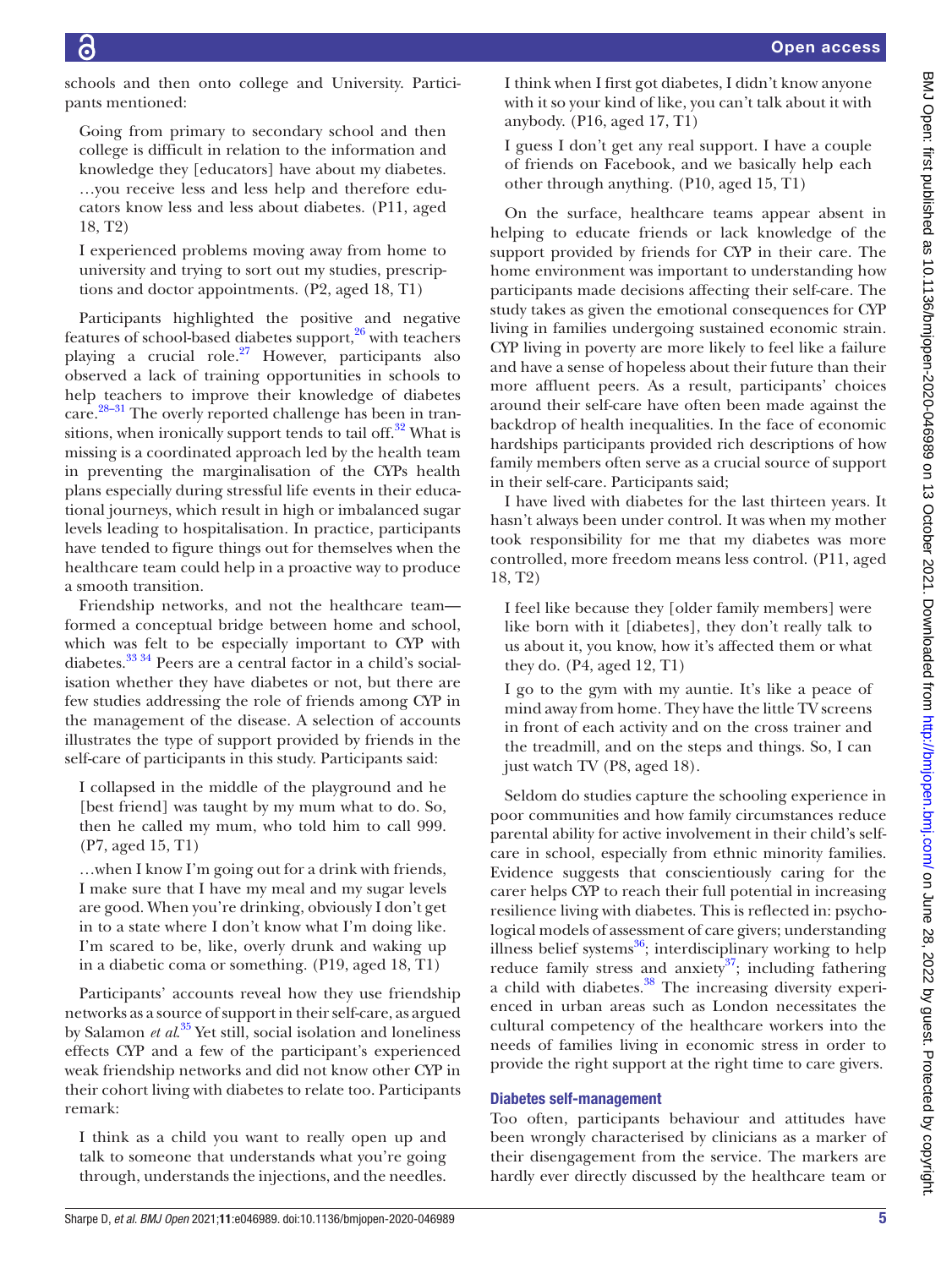schools and then onto college and University. Participants mentioned:

> Going from primary to secondary school and then college is difficult in relation to the information and knowledge they [educators] have about my diabetes. …you receive less and less help and therefore educators know less and less about diabetes. (P11, aged 18, T2)

> I experienced problems moving away from home to university and trying to sort out my studies, prescriptions and doctor appointments. (P2, aged 18, T1)

Participants highlighted the positive and negative features of school-based diabetes support,[26] with teachers playing a crucial role.[27] However, participants also observed a lack of training opportunities in schools to help teachers to improve their knowledge of diabetes care.[28–31] The overly reported challenge has been in transitions, when ironically support tends to tail off.[32] What is missing is a coordinated approach led by the health team in preventing the marginalisation of the CYPs health plans especially during stressful life events in their educational journeys, which result in high or imbalanced sugar levels leading to hospitalisation. In practice, participants have tended to figure things out for themselves when the healthcare team could help in a proactive way to produce a smooth transition.

Friendship networks, and not the healthcare team—formed a conceptual bridge between home and school, which was felt to be especially important to CYP with diabetes.[33 34] Peers are a central factor in a child's socialisation whether they have diabetes or not, but there are few studies addressing the role of friends among CYP in the management of the disease. A selection of accounts illustrates the type of support provided by friends in the self-care of participants in this study. Participants said:

> I collapsed in the middle of the playground and he [best friend] was taught by my mum what to do. So, then he called my mum, who told him to call 999. (P7, aged 15, T1)

> …when I know I'm going out for a drink with friends, I make sure that I have my meal and my sugar levels are good. When you're drinking, obviously I don't get in to a state where I don't know what I'm doing like. I'm scared to be, like, overly drunk and waking up in a diabetic coma or something. (P19, aged 18, T1)

Participants' accounts reveal how they use friendship networks as a source of support in their self-care, as argued by Salamon *et al*.[35] Yet still, social isolation and loneliness effects CYP and a few of the participant's experienced weak friendship networks and did not know other CYP in their cohort living with diabetes to relate too. Participants remark:

> I think as a child you want to really open up and talk to someone that understands what you're going through, understands the injections, and the needles. I think when I first got diabetes, I didn't know anyone with it so your kind of like, you can't talk about it with anybody. (P16, aged 17, T1)

> I guess I don't get any real support. I have a couple of friends on Facebook, and we basically help each other through anything. (P10, aged 15, T1)

On the surface, healthcare teams appear absent in helping to educate friends or lack knowledge of the support provided by friends for CYP in their care. The home environment was important to understanding how participants made decisions affecting their self-care. The study takes as given the emotional consequences for CYP living in families undergoing sustained economic strain. CYP living in poverty are more likely to feel like a failure and have a sense of hopeless about their future than their more affluent peers. As a result, participants' choices around their self-care have often been made against the backdrop of health inequalities. In the face of economic hardships participants provided rich descriptions of how family members often serve as a crucial source of support in their self-care. Participants said;

> I have lived with diabetes for the last thirteen years. It hasn't always been under control. It was when my mother took responsibility for me that my diabetes was more controlled, more freedom means less control. (P11, aged 18, T2)

> I feel like because they [older family members] were like born with it [diabetes], they don't really talk to us about it, you know, how it's affected them or what they do. (P4, aged 12, T1)

> I go to the gym with my auntie. It's like a peace of mind away from home. They have the little TV screens in front of each activity and on the cross trainer and the treadmill, and on the steps and things. So, I can just watch TV (P8, aged 18).

Seldom do studies capture the schooling experience in poor communities and how family circumstances reduce parental ability for active involvement in their child's self-care in school, especially from ethnic minority families. Evidence suggests that conscientiously caring for the carer helps CYP to reach their full potential in increasing resilience living with diabetes. This is reflected in: psychological models of assessment of care givers; understanding illness belief systems[36]; interdisciplinary working to help reduce family stress and anxiety[37]; including fathering a child with diabetes.[38] The increasing diversity experienced in urban areas such as London necessitates the cultural competency of the healthcare workers into the needs of families living in economic stress in order to provide the right support at the right time to care givers.

## Diabetes self-management

Too often, participants behaviour and attitudes have been wrongly characterised by clinicians as a marker of their disengagement from the service. The markers are hardly ever directly discussed by the healthcare team or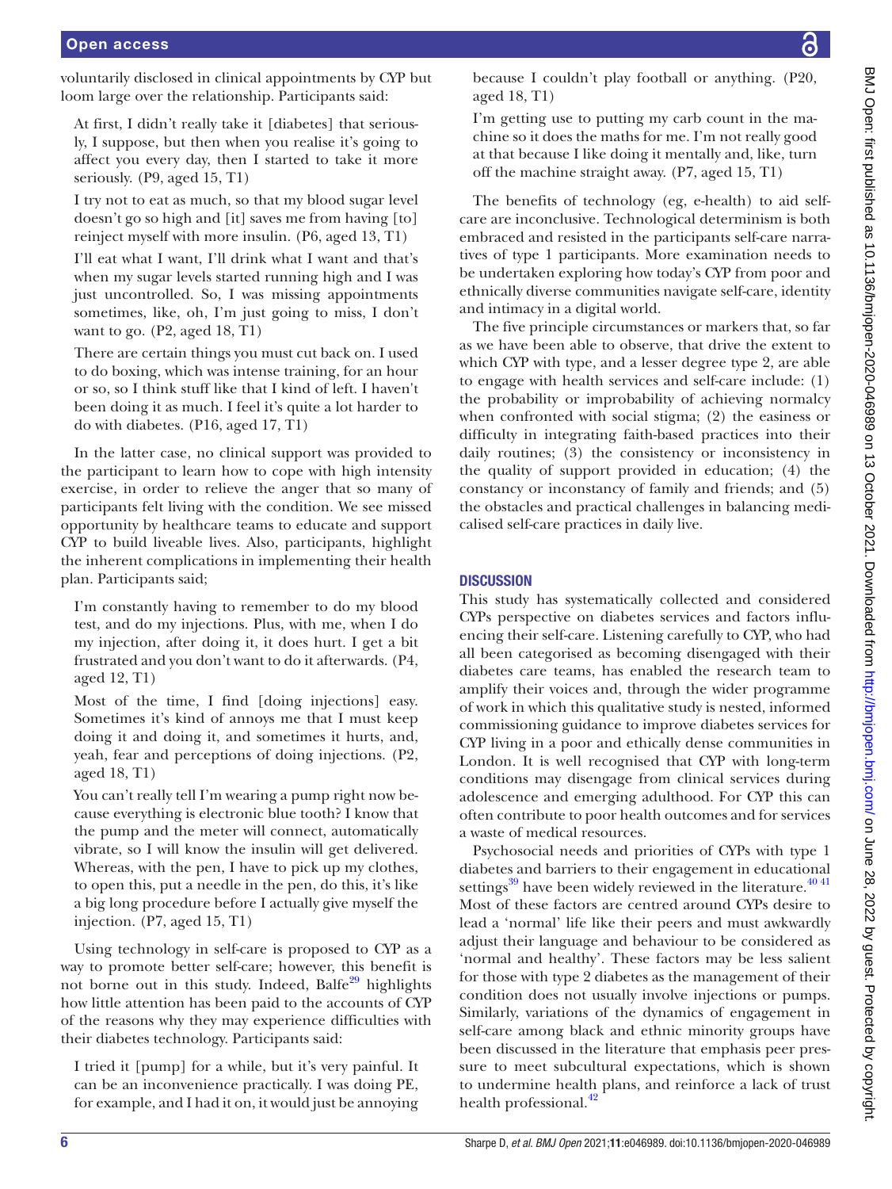voluntarily disclosed in clinical appointments by CYP but loom large over the relationship. Participants said:

> At first, I didn't really take it [diabetes] that seriously, I suppose, but then when you realise it's going to affect you every day, then I started to take it more seriously. (P9, aged 15, T1)

> I try not to eat as much, so that my blood sugar level doesn't go so high and [it] saves me from having [to] reinject myself with more insulin. (P6, aged 13, T1)

> I'll eat what I want, I'll drink what I want and that's when my sugar levels started running high and I was just uncontrolled. So, I was missing appointments sometimes, like, oh, I'm just going to miss, I don't want to go. (P2, aged 18, T1)

> There are certain things you must cut back on. I used to do boxing, which was intense training, for an hour or so, so I think stuff like that I kind of left. I haven't been doing it as much. I feel it's quite a lot harder to do with diabetes. (P16, aged 17, T1)

In the latter case, no clinical support was provided to the participant to learn how to cope with high intensity exercise, in order to relieve the anger that so many of participants felt living with the condition. We see missed opportunity by healthcare teams to educate and support CYP to build liveable lives. Also, participants, highlight the inherent complications in implementing their health plan. Participants said;

> I'm constantly having to remember to do my blood test, and do my injections. Plus, with me, when I do my injection, after doing it, it does hurt. I get a bit frustrated and you don't want to do it afterwards. (P4, aged 12, T1)

> Most of the time, I find [doing injections] easy. Sometimes it's kind of annoys me that I must keep doing it and doing it, and sometimes it hurts, and, yeah, fear and perceptions of doing injections. (P2, aged 18, T1)

> You can't really tell I'm wearing a pump right now because everything is electronic blue tooth? I know that the pump and the meter will connect, automatically vibrate, so I will know the insulin will get delivered. Whereas, with the pen, I have to pick up my clothes, to open this, put a needle in the pen, do this, it's like a big long procedure before I actually give myself the injection. (P7, aged 15, T1)

Using technology in self-care is proposed to CYP as a way to promote better self-care; however, this benefit is not borne out in this study. Indeed, Balfe[29] highlights how little attention has been paid to the accounts of CYP of the reasons why they may experience difficulties with their diabetes technology. Participants said:

> I tried it [pump] for a while, but it's very painful. It can be an inconvenience practically. I was doing PE, for example, and I had it on, it would just be annoying because I couldn't play football or anything. (P20, aged 18, T1)

> I'm getting use to putting my carb count in the machine so it does the maths for me. I'm not really good at that because I like doing it mentally and, like, turn off the machine straight away. (P7, aged 15, T1)

The benefits of technology (eg, e-health) to aid self-care are inconclusive. Technological determinism is both embraced and resisted in the participants self-care narratives of type 1 participants. More examination needs to be undertaken exploring how today's CYP from poor and ethnically diverse communities navigate self-care, identity and intimacy in a digital world.

The five principle circumstances or markers that, so far as we have been able to observe, that drive the extent to which CYP with type, and a lesser degree type 2, are able to engage with health services and self-care include: (1) the probability or improbability of achieving normalcy when confronted with social stigma; (2) the easiness or difficulty in integrating faith-based practices into their daily routines; (3) the consistency or inconsistency in the quality of support provided in education; (4) the constancy or inconstancy of family and friends; and (5) the obstacles and practical challenges in balancing medicalised self-care practices in daily live.

## DISCUSSION

This study has systematically collected and considered CYPs perspective on diabetes services and factors influencing their self-care. Listening carefully to CYP, who had all been categorised as becoming disengaged with their diabetes care teams, has enabled the research team to amplify their voices and, through the wider programme of work in which this qualitative study is nested, informed commissioning guidance to improve diabetes services for CYP living in a poor and ethically dense communities in London. It is well recognised that CYP with long-term conditions may disengage from clinical services during adolescence and emerging adulthood. For CYP this can often contribute to poor health outcomes and for services a waste of medical resources.

Psychosocial needs and priorities of CYPs with type 1 diabetes and barriers to their engagement in educational settings[39] have been widely reviewed in the literature.[40,41] Most of these factors are centred around CYPs desire to lead a 'normal' life like their peers and must awkwardly adjust their language and behaviour to be considered as 'normal and healthy'. These factors may be less salient for those with type 2 diabetes as the management of their condition does not usually involve injections or pumps. Similarly, variations of the dynamics of engagement in self-care among black and ethnic minority groups have been discussed in the literature that emphasis peer pressure to meet subcultural expectations, which is shown to undermine health plans, and reinforce a lack of trust health professional.[42]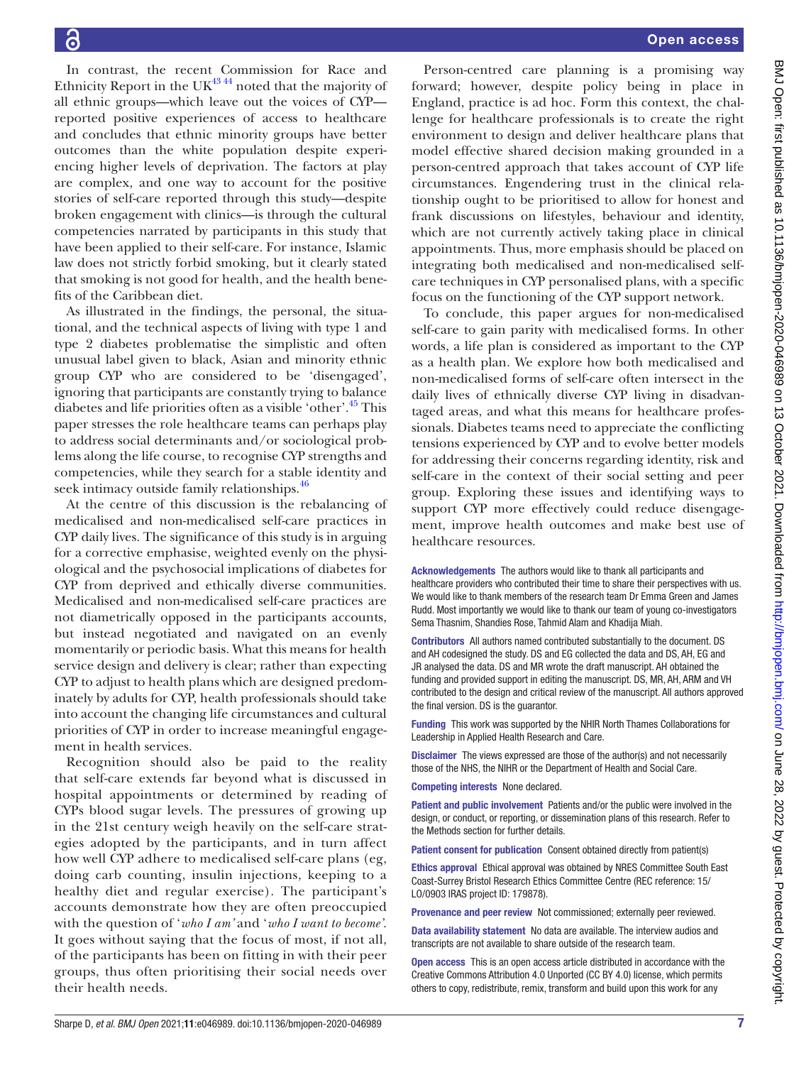In contrast, the recent Commission for Race and Ethnicity Report in the UK[43 44] noted that the majority of all ethnic groups—which leave out the voices of CYP—reported positive experiences of access to healthcare and concludes that ethnic minority groups have better outcomes than the white population despite experiencing higher levels of deprivation. The factors at play are complex, and one way to account for the positive stories of self-care reported through this study—despite broken engagement with clinics—is through the cultural competencies narrated by participants in this study that have been applied to their self-care. For instance, Islamic law does not strictly forbid smoking, but it clearly stated that smoking is not good for health, and the health benefits of the Caribbean diet.

As illustrated in the findings, the personal, the situational, and the technical aspects of living with type 1 and type 2 diabetes problematise the simplistic and often unusual label given to black, Asian and minority ethnic group CYP who are considered to be 'disengaged', ignoring that participants are constantly trying to balance diabetes and life priorities often as a visible 'other'.[45] This paper stresses the role healthcare teams can perhaps play to address social determinants and/or sociological problems along the life course, to recognise CYP strengths and competencies, while they search for a stable identity and seek intimacy outside family relationships.[46]

At the centre of this discussion is the rebalancing of medicalised and non-medicalised self-care practices in CYP daily lives. The significance of this study is in arguing for a corrective emphasise, weighted evenly on the physiological and the psychosocial implications of diabetes for CYP from deprived and ethically diverse communities. Medicalised and non-medicalised self-care practices are not diametrically opposed in the participants accounts, but instead negotiated and navigated on an evenly momentarily or periodic basis. What this means for health service design and delivery is clear; rather than expecting CYP to adjust to health plans which are designed predominately by adults for CYP, health professionals should take into account the changing life circumstances and cultural priorities of CYP in order to increase meaningful engagement in health services.

Recognition should also be paid to the reality that self-care extends far beyond what is discussed in hospital appointments or determined by reading of CYPs blood sugar levels. The pressures of growing up in the 21st century weigh heavily on the self-care strategies adopted by the participants, and in turn affect how well CYP adhere to medicalised self-care plans (eg, doing carb counting, insulin injections, keeping to a healthy diet and regular exercise). The participant's accounts demonstrate how they are often preoccupied with the question of '*who I am*' and '*who I want to become*'. It goes without saying that the focus of most, if not all, of the participants has been on fitting in with their peer groups, thus often prioritising their social needs over their health needs.

Person-centred care planning is a promising way forward; however, despite policy being in place in England, practice is ad hoc. Form this context, the challenge for healthcare professionals is to create the right environment to design and deliver healthcare plans that model effective shared decision making grounded in a person-centred approach that takes account of CYP life circumstances. Engendering trust in the clinical relationship ought to be prioritised to allow for honest and frank discussions on lifestyles, behaviour and identity, which are not currently actively taking place in clinical appointments. Thus, more emphasis should be placed on integrating both medicalised and non-medicalised self-care techniques in CYP personalised plans, with a specific focus on the functioning of the CYP support network.

To conclude, this paper argues for non-medicalised self-care to gain parity with medicalised forms. In other words, a life plan is considered as important to the CYP as a health plan. We explore how both medicalised and non-medicalised forms of self-care often intersect in the daily lives of ethnically diverse CYP living in disadvantaged areas, and what this means for healthcare professionals. Diabetes teams need to appreciate the conflicting tensions experienced by CYP and to evolve better models for addressing their concerns regarding identity, risk and self-care in the context of their social setting and peer group. Exploring these issues and identifying ways to support CYP more effectively could reduce disengagement, improve health outcomes and make best use of healthcare resources.

**Acknowledgements** The authors would like to thank all participants and healthcare providers who contributed their time to share their perspectives with us. We would like to thank members of the research team Dr Emma Green and James Rudd. Most importantly we would like to thank our team of young co-investigators Sema Thasnim, Shandies Rose, Tahmid Alam and Khadija Miah.

**Contributors** All authors named contributed substantially to the document. DS and AH codesigned the study. DS and EG collected the data and DS, AH, EG and JR analysed the data. DS and MR wrote the draft manuscript. AH obtained the funding and provided support in editing the manuscript. DS, MR, AH, ARM and VH contributed to the design and critical review of the manuscript. All authors approved the final version. DS is the guarantor.

**Funding** This work was supported by the NHIR North Thames Collaborations for Leadership in Applied Health Research and Care.

**Disclaimer** The views expressed are those of the author(s) and not necessarily those of the NHS, the NIHR or the Department of Health and Social Care.

**Competing interests** None declared.

**Patient and public involvement** Patients and/or the public were involved in the design, or conduct, or reporting, or dissemination plans of this research. Refer to the Methods section for further details.

**Patient consent for publication** Consent obtained directly from patient(s)

**Ethics approval** Ethical approval was obtained by NRES Committee South East Coast-Surrey Bristol Research Ethics Committee Centre (REC reference: 15/LO/0903 IRAS project ID: 179878).

**Provenance and peer review** Not commissioned; externally peer reviewed.

**Data availability statement** No data are available. The interview audios and transcripts are not available to share outside of the research team.

**Open access** This is an open access article distributed in accordance with the Creative Commons Attribution 4.0 Unported (CC BY 4.0) license, which permits others to copy, redistribute, remix, transform and build upon this work for any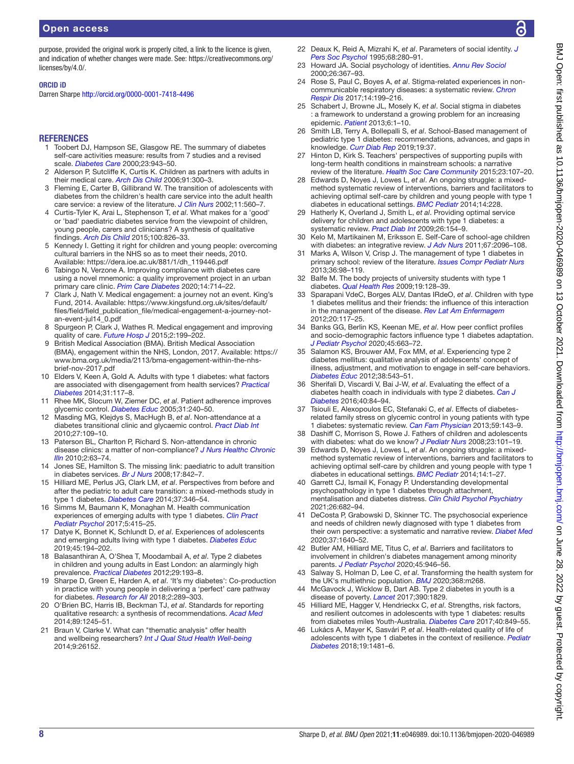purpose, provided the original work is properly cited, a link to the licence is given, and indication of whether changes were made. See: https://creativecommons.org/licenses/by/4.0/.

**ORCID iD**

Darren Sharpe http://orcid.org/0000-0001-7418-4496

## REFERENCES

1. Toobert DJ, Hampson SE, Glasgow RE. The summary of diabetes self-care activities measure: results from 7 studies and a revised scale. *Diabetes Care* 2000;23:943–50.
2. Alderson P, Sutcliffe K, Curtis K. Children as partners with adults in their medical care. *Arch Dis Child* 2006;91:300–3.
3. Fleming E, Carter B, Gillibrand W. The transition of adolescents with diabetes from the children's health care service into the adult health care service: a review of the literature. *J Clin Nurs* 2002;11:560–7.
4. Curtis-Tyler K, Arai L, Stephenson T, *et al*. What makes for a 'good' or 'bad' paediatric diabetes service from the viewpoint of children, young people, carers and clinicians? A synthesis of qualitative findings. *Arch Dis Child* 2015;100:826–33.
5. Kennedy I. Getting it right for children and young people: overcoming cultural barriers in the NHS so as to meet their needs, 2010. Available: https://dera.ioe.ac.uk/881/1/dh_119446.pdf
6. Tabingo N, Verzone A. Improving compliance with diabetes care using a novel mnemonic: a quality improvement project in an urban primary care clinic. *Prim Care Diabetes* 2020;14:714–22.
7. Clark J, Nath V. Medical engagement: a journey not an event. King's Fund, 2014. Available: https://www.kingsfund.org.uk/sites/default/files/field/field_publication_file/medical-engagement-a-journey-not-an-event-jul14_0.pdf
8. Spurgeon P, Clark J, Wathes R. Medical engagement and improving quality of care. *Future Hosp J* 2015;2:199–202.
9. British Medical Association (BMA). British Medical Association (BMA), engagement within the NHS, London, 2017. Available: https://www.bma.org.uk/media/2113/bma-engagement-within-the-nhs-brief-nov-2017.pdf
10. Elders V, Keen A, Gold A. Adults with type 1 diabetes: what factors are associated with disengagement from health services? *Practical Diabetes* 2014;31:117–8.
11. Rhee MK, Slocum W, Ziemer DC, *et al*. Patient adherence improves glycemic control. *Diabetes Educ* 2005;31:240–50.
12. Masding MG, Klejdys S, MacHugh B, *et al*. Non-attendance at a diabetes transitional clinic and glycaemic control. *Pract Diab Int* 2010;27:109–10.
13. Paterson BL, Charlton P, Richard S. Non-attendance in chronic disease clinics: a matter of non-compliance? *J Nurs Healthc Chronic Illn* 2010;2:63–74.
14. Jones SE, Hamilton S. The missing link: paediatric to adult transition in diabetes services. *Br J Nurs* 2008;17:842–7.
15. Hilliard ME, Perlus JG, Clark LM, *et al*. Perspectives from before and after the pediatric to adult care transition: a mixed-methods study in type 1 diabetes. *Diabetes Care* 2014;37:346–54.
16. Simms M, Baumann K, Monaghan M. Health communication experiences of emerging adults with type 1 diabetes. *Clin Pract Pediatr Psychol* 2017;5:415–25.
17. Datye K, Bonnet K, Schlundt D, *et al*. Experiences of adolescents and emerging adults living with type 1 diabetes. *Diabetes Educ* 2019;45:194–202.
18. Balasanthiran A, O'Shea T, Moodambail A, *et al*. Type 2 diabetes in children and young adults in East London: an alarmingly high prevalence. *Practical Diabetes* 2012;29:193–8.
19. Sharpe D, Green E, Harden A, *et al*. 'It's my diabetes': Co-production in practice with young people in delivering a 'perfect' care pathway for diabetes. *Research for All* 2018;2:289–303.
20. O'Brien BC, Harris IB, Beckman TJ, *et al*. Standards for reporting qualitative research: a synthesis of recommendations. *Acad Med* 2014;89:1245–51.
21. Braun V, Clarke V. What can "thematic analysis" offer health and wellbeing researchers? *Int J Qual Stud Health Well-being* 2014;9:26152.
22. Deaux K, Reid A, Mizrahi K, *et al*. Parameters of social identity. *J Pers Soc Psychol* 1995;68:280–91.
23. Howard JA. Social psychology of identities. *Annu Rev Sociol* 2000;26:367–93.
24. Rose S, Paul C, Boyes A, *et al*. Stigma-related experiences in non-communicable respiratory diseases: a systematic review. *Chron Respir Dis* 2017;14:199–216.
25. Schabert J, Browne JL, Mosely K, *et al*. Social stigma in diabetes : a framework to understand a growing problem for an increasing epidemic. *Patient* 2013;6:1–10.
26. Smith LB, Terry A, Bollepalli S, *et al*. School-Based management of pediatric type 1 diabetes: recommendations, advances, and gaps in knowledge. *Curr Diab Rep* 2019;19:37.
27. Hinton D, Kirk S. Teachers' perspectives of supporting pupils with long-term health conditions in mainstream schools: a narrative review of the literature. *Health Soc Care Community* 2015;23:107–20.
28. Edwards D, Noyes J, Lowes L, *et al*. An ongoing struggle: a mixed-method systematic review of interventions, barriers and facilitators to achieving optimal self-care by children and young people with type 1 diabetes in educational settings. *BMC Pediatr* 2014;14:228.
29. Hatherly K, Overland J, Smith L, *et al*. Providing optimal service delivery for children and adolescents with type 1 diabetes: a systematic review. *Pract Diab Int* 2009;26:154–9.
30. Kelo M, Martikainen M, Eriksson E. Self-Care of school-age children with diabetes: an integrative review. *J Adv Nurs* 2011;67:2096–108.
31. Marks A, Wilson V, Crisp J. The management of type 1 diabetes in primary school: review of the literature. *Issues Compr Pediatr Nurs* 2013;36:98–119.
32. Balfe M. The body projects of university students with type 1 diabetes. *Qual Health Res* 2009;19:128–39.
33. Sparapani VdeC, Borges ALV, Dantas IRdeO, *et al*. Children with type 1 diabetes mellitus and their friends: the influence of this interaction in the management of the disease. *Rev Lat Am Enfermagem* 2012;20:117–25.
34. Banks GG, Berlin KS, Keenan ME, *et al*. How peer conflict profiles and socio-demographic factors influence type 1 diabetes adaptation. *J Pediatr Psychol* 2020;45:663–72.
35. Salamon KS, Brouwer AM, Fox MM, *et al*. Experiencing type 2 diabetes mellitus: qualitative analysis of adolescents' concept of illness, adjustment, and motivation to engage in self-care behaviors. *Diabetes Educ* 2012;38:543–51.
36. Sherifali D, Viscardi V, Bai J-W, *et al*. Evaluating the effect of a diabetes health coach in individuals with type 2 diabetes. *Can J Diabetes* 2016;40:84–94.
37. Tsiouli E, Alexopoulos EC, Stefanaki C, *et al*. Effects of diabetes-related family stress on glycemic control in young patients with type 1 diabetes: systematic review. *Can Fam Physician* 2013;59:143–9.
38. Dashiff C, Morrison S, Rowe J. Fathers of children and adolescents with diabetes: what do we know? *J Pediatr Nurs* 2008;23:101–19.
39. Edwards D, Noyes J, Lowes L, *et al*. An ongoing struggle: a mixed-method systematic review of interventions, barriers and facilitators to achieving optimal self-care by children and young people with type 1 diabetes in educational settings. *BMC Pediatr* 2014;14:1–27.
40. Garrett CJ, Ismail K, Fonagy P. Understanding developmental psychopathology in type 1 diabetes through attachment, mentalisation and diabetes distress. *Clin Child Psychol Psychiatry* 2021;26:682–94.
41. DeCosta P, Grabowski D, Skinner TC. The psychosocial experience and needs of children newly diagnosed with type 1 diabetes from their own perspective: a systematic and narrative review. *Diabet Med* 2020;37:1640–52.
42. Butler AM, Hilliard ME, Titus C, *et al*. Barriers and facilitators to involvement in children's diabetes management among minority parents. *J Pediatr Psychol* 2020;45:946–56.
43. Salway S, Holman D, Lee C, *et al*. Transforming the health system for the UK's multiethnic population. *BMJ* 2020;368:m268.
44. McGavock J, Wicklow B, Dart AB. Type 2 diabetes in youth is a disease of poverty. *Lancet* 2017;390:1829.
45. Hilliard ME, Hagger V, Hendrieckx C, *et al*. Strengths, risk factors, and resilient outcomes in adolescents with type 1 diabetes: results from diabetes miles Youth-Australia. *Diabetes Care* 2017;40:849–55.
46. Lukács A, Mayer K, Sasvári P, *et al*. Health-related quality of life of adolescents with type 1 diabetes in the context of resilience. *Pediatr Diabetes* 2018;19:1481–6.